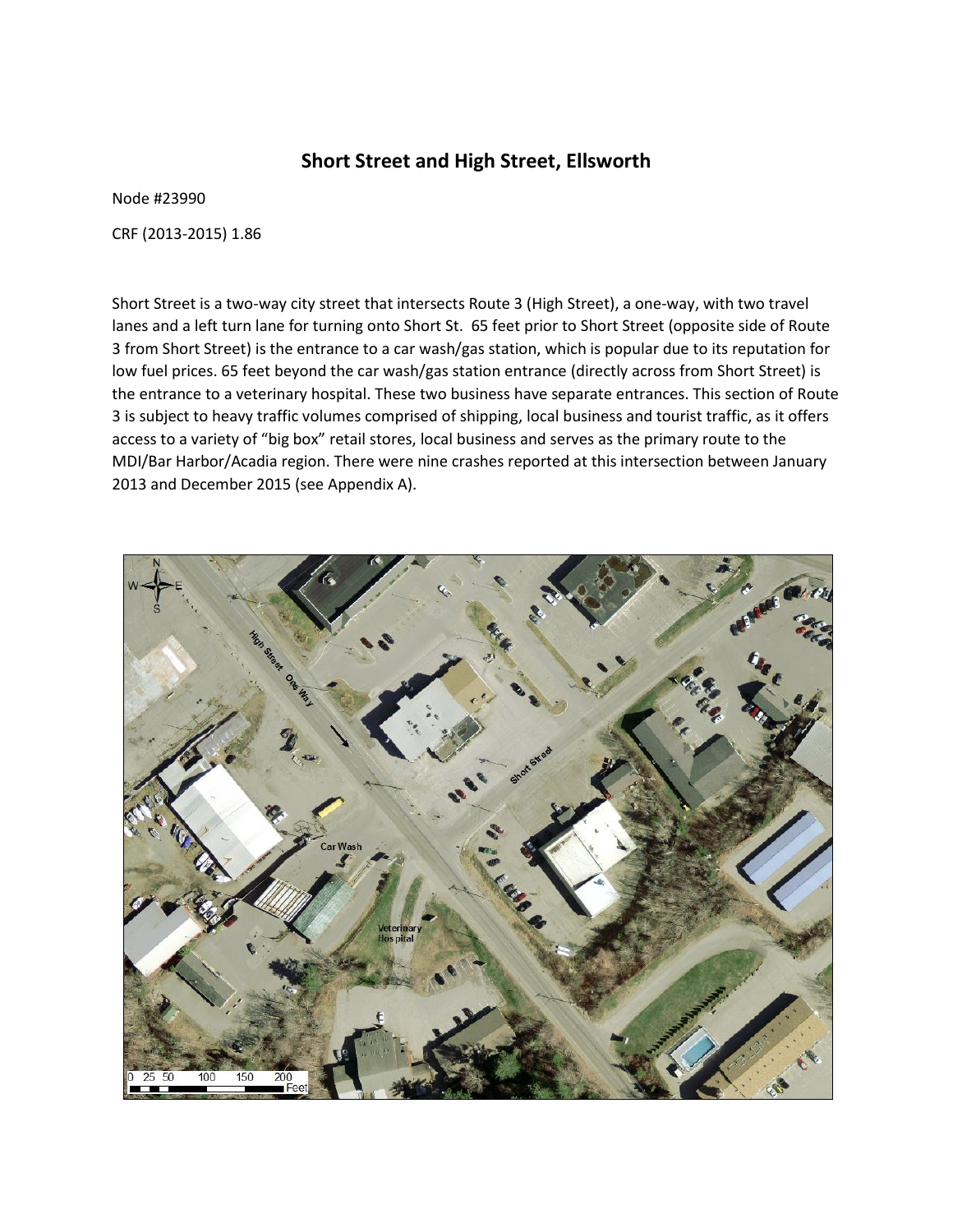# Short Street and High Street, Ellsworth

Node #23990

CRF (2013-2015) 1.86

Short Street is a two-way city street that intersects Route 3 (High Street), a one-way, with two travel lanes and a left turn lane for turning onto Short St. 65 feet prior to Short Street (opposite side of Route 3 from Short Street) is the entrance to a car wash/gas station, which is popular due to its reputation for low fuel prices. 65 feet beyond the car wash/gas station entrance (directly across from Short Street) is the entrance to a veterinary hospital. These two business have separate entrances. This section of Route 3 is subject to heavy traffic volumes comprised of shipping, local business and tourist traffic, as it offers access to a variety of "big box" retail stores, local business and serves as the primary route to the MDI/Bar Harbor/Acadia region. There were nine crashes reported at this intersection between January 2013 and December 2015 (see Appendix A).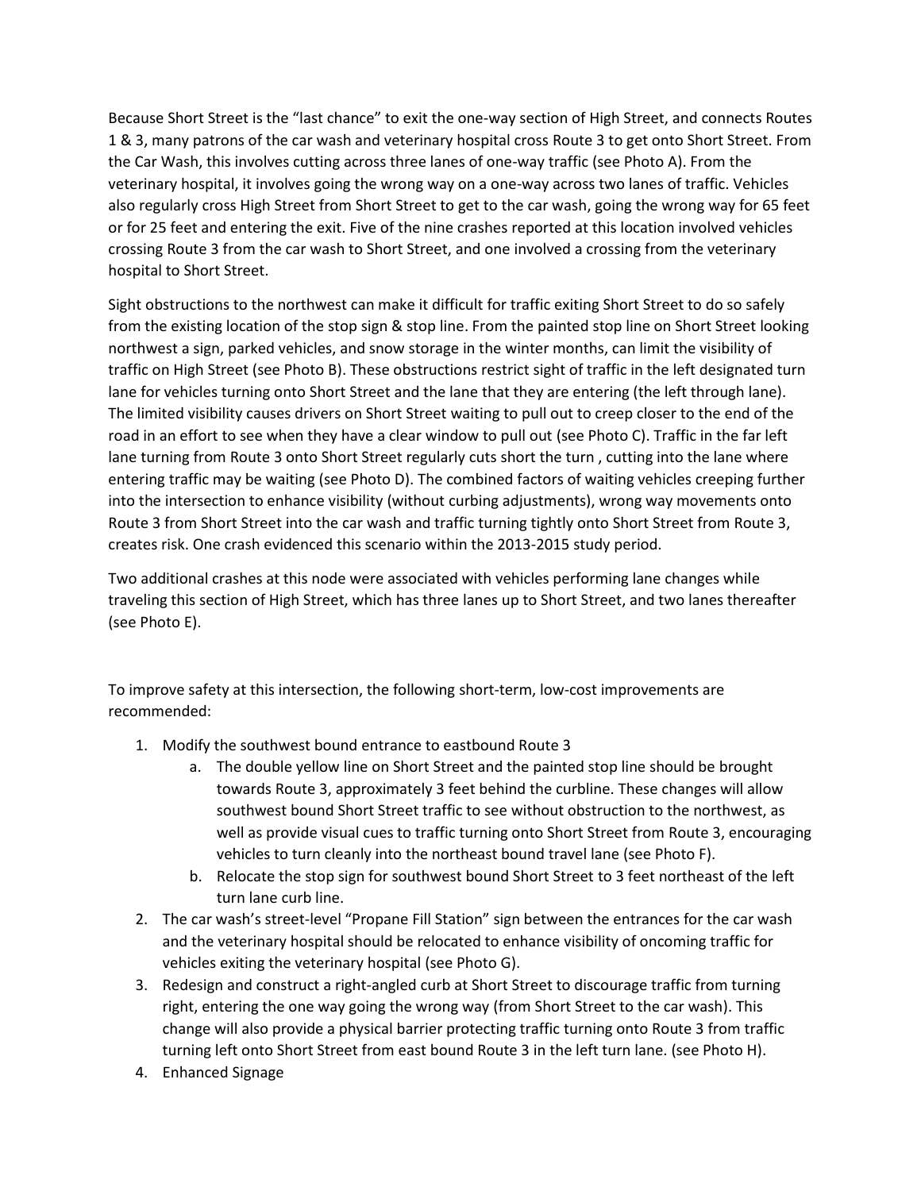Because Short Street is the "last chance" to exit the one-way section of High Street, and connects Routes 1 & 3, many patrons of the car wash and veterinary hospital cross Route 3 to get onto Short Street. From the Car Wash, this involves cutting across three lanes of one-way traffic (see Photo A). From the veterinary hospital, it involves going the wrong way on a one-way across two lanes of traffic. Vehicles also regularly cross High Street from Short Street to get to the car wash, going the wrong way for 65 feet or for 25 feet and entering the exit. Five of the nine crashes reported at this location involved vehicles crossing Route 3 from the car wash to Short Street, and one involved a crossing from the veterinary hospital to Short Street.

Sight obstructions to the northwest can make it difficult for traffic exiting Short Street to do so safely from the existing location of the stop sign & stop line. From the painted stop line on Short Street looking northwest a sign, parked vehicles, and snow storage in the winter months, can limit the visibility of traffic on High Street (see Photo B). These obstructions restrict sight of traffic in the left designated turn lane for vehicles turning onto Short Street and the lane that they are entering (the left through lane). The limited visibility causes drivers on Short Street waiting to pull out to creep closer to the end of the road in an effort to see when they have a clear window to pull out (see Photo C). Traffic in the far left lane turning from Route 3 onto Short Street regularly cuts short the turn , cutting into the lane where entering traffic may be waiting (see Photo D). The combined factors of waiting vehicles creeping further into the intersection to enhance visibility (without curbing adjustments), wrong way movements onto Route 3 from Short Street into the car wash and traffic turning tightly onto Short Street from Route 3, creates risk. One crash evidenced this scenario within the 2013-2015 study period.

Two additional crashes at this node were associated with vehicles performing lane changes while traveling this section of High Street, which has three lanes up to Short Street, and two lanes thereafter (see Photo E).

To improve safety at this intersection, the following short-term, low-cost improvements are recommended:

1. Modify the southwest bound entrance to eastbound Route 3
    a. The double yellow line on Short Street and the painted stop line should be brought towards Route 3, approximately 3 feet behind the curbline. These changes will allow southwest bound Short Street traffic to see without obstruction to the northwest, as well as provide visual cues to traffic turning onto Short Street from Route 3, encouraging vehicles to turn cleanly into the northeast bound travel lane (see Photo F).
    b. Relocate the stop sign for southwest bound Short Street to 3 feet northeast of the left turn lane curb line.
2. The car wash's street-level "Propane Fill Station" sign between the entrances for the car wash and the veterinary hospital should be relocated to enhance visibility of oncoming traffic for vehicles exiting the veterinary hospital (see Photo G).
3. Redesign and construct a right-angled curb at Short Street to discourage traffic from turning right, entering the one way going the wrong way (from Short Street to the car wash). This change will also provide a physical barrier protecting traffic turning onto Route 3 from traffic turning left onto Short Street from east bound Route 3 in the left turn lane. (see Photo H).
4. Enhanced Signage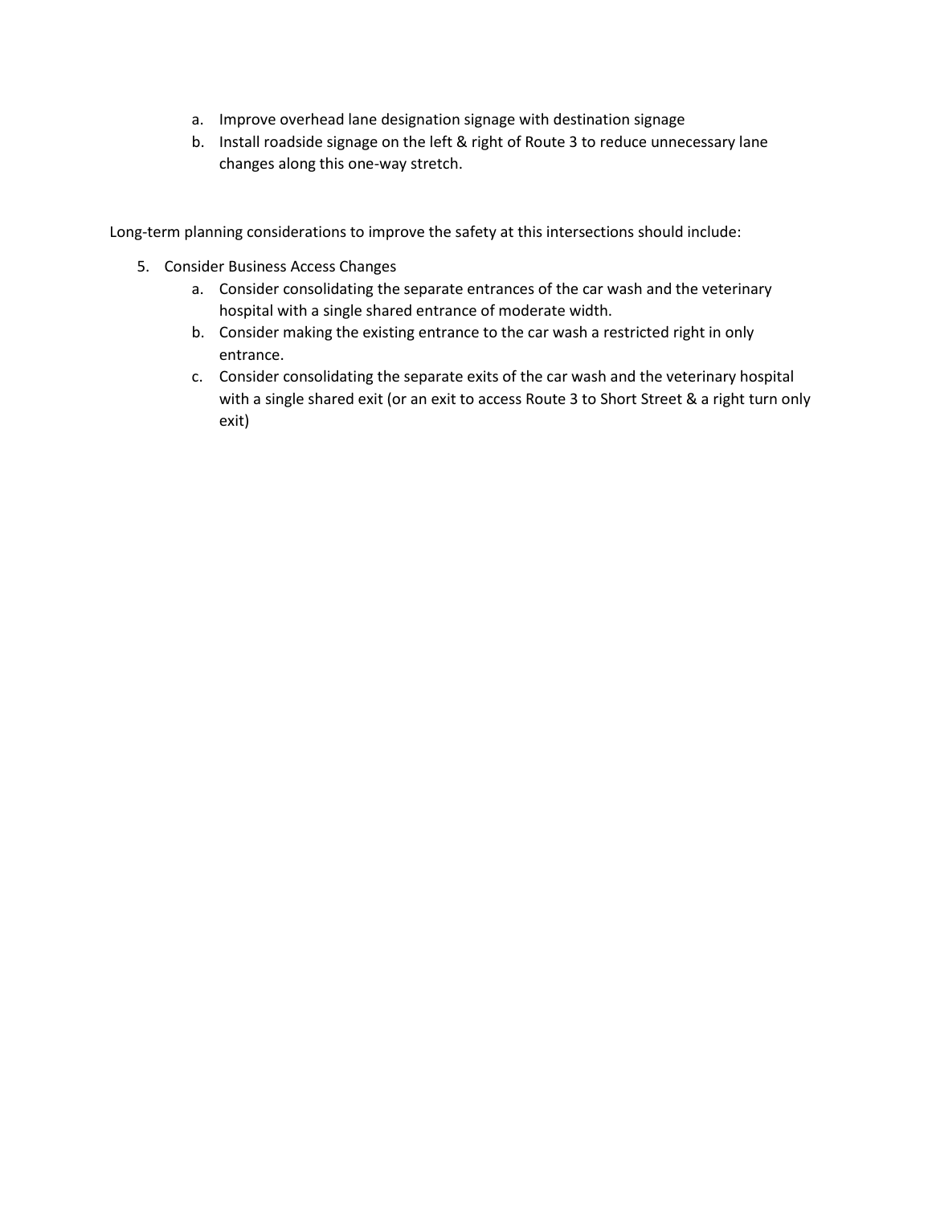a. Improve overhead lane designation signage with destination signage
   b. Install roadside signage on the left & right of Route 3 to reduce unnecessary lane changes along this one-way stretch.

Long-term planning considerations to improve the safety at this intersections should include:

5. Consider Business Access Changes
   a. Consider consolidating the separate entrances of the car wash and the veterinary hospital with a single shared entrance of moderate width.
   b. Consider making the existing entrance to the car wash a restricted right in only entrance.
   c. Consider consolidating the separate exits of the car wash and the veterinary hospital with a single shared exit (or an exit to access Route 3 to Short Street & a right turn only exit)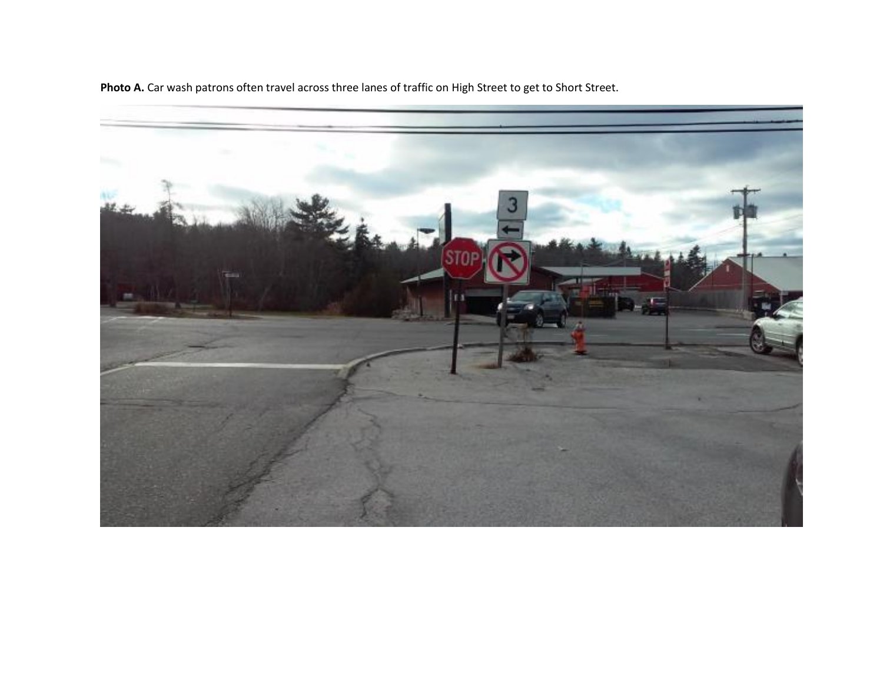**Photo A.** Car wash patrons often travel across three lanes of traffic on High Street to get to Short Street.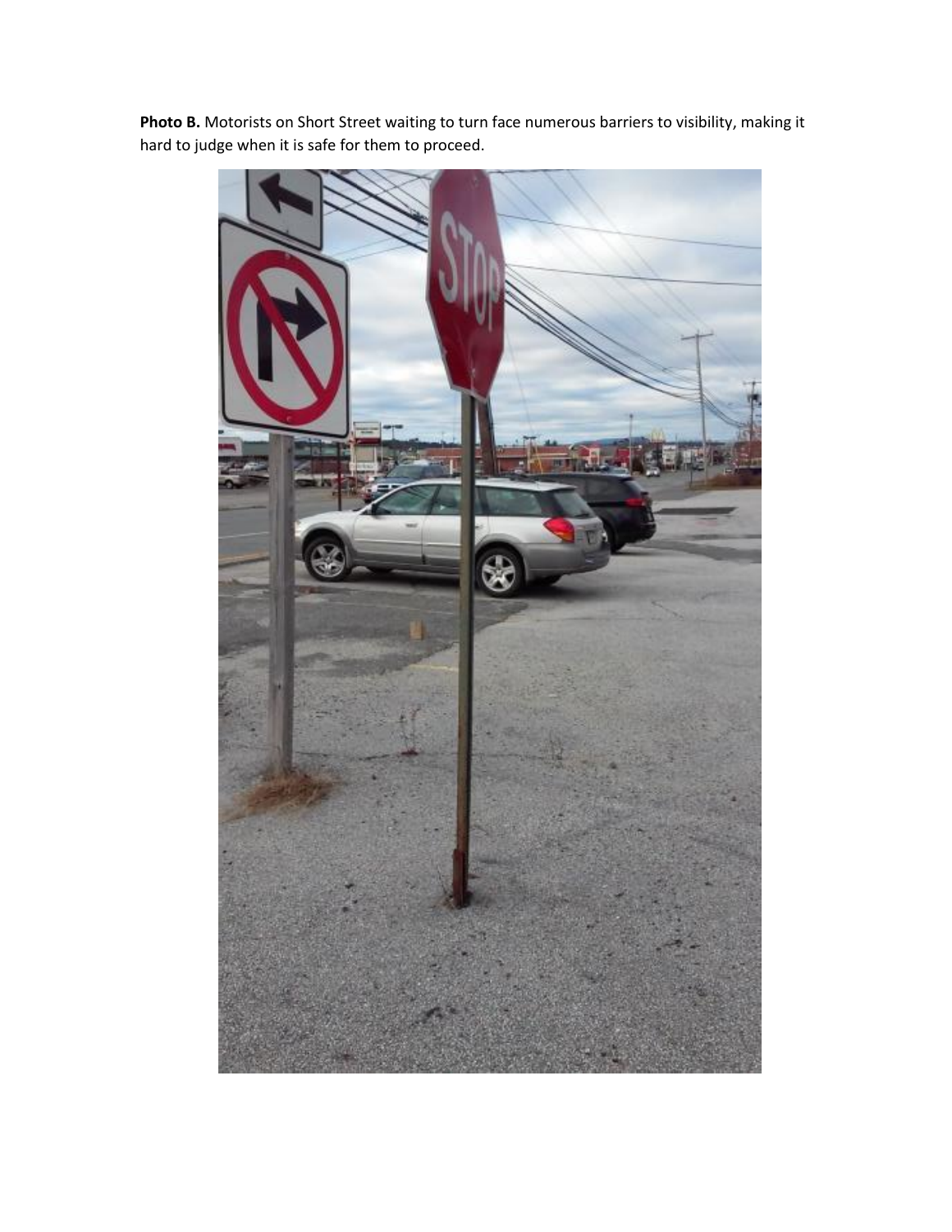**Photo B.** Motorists on Short Street waiting to turn face numerous barriers to visibility, making it hard to judge when it is safe for them to proceed.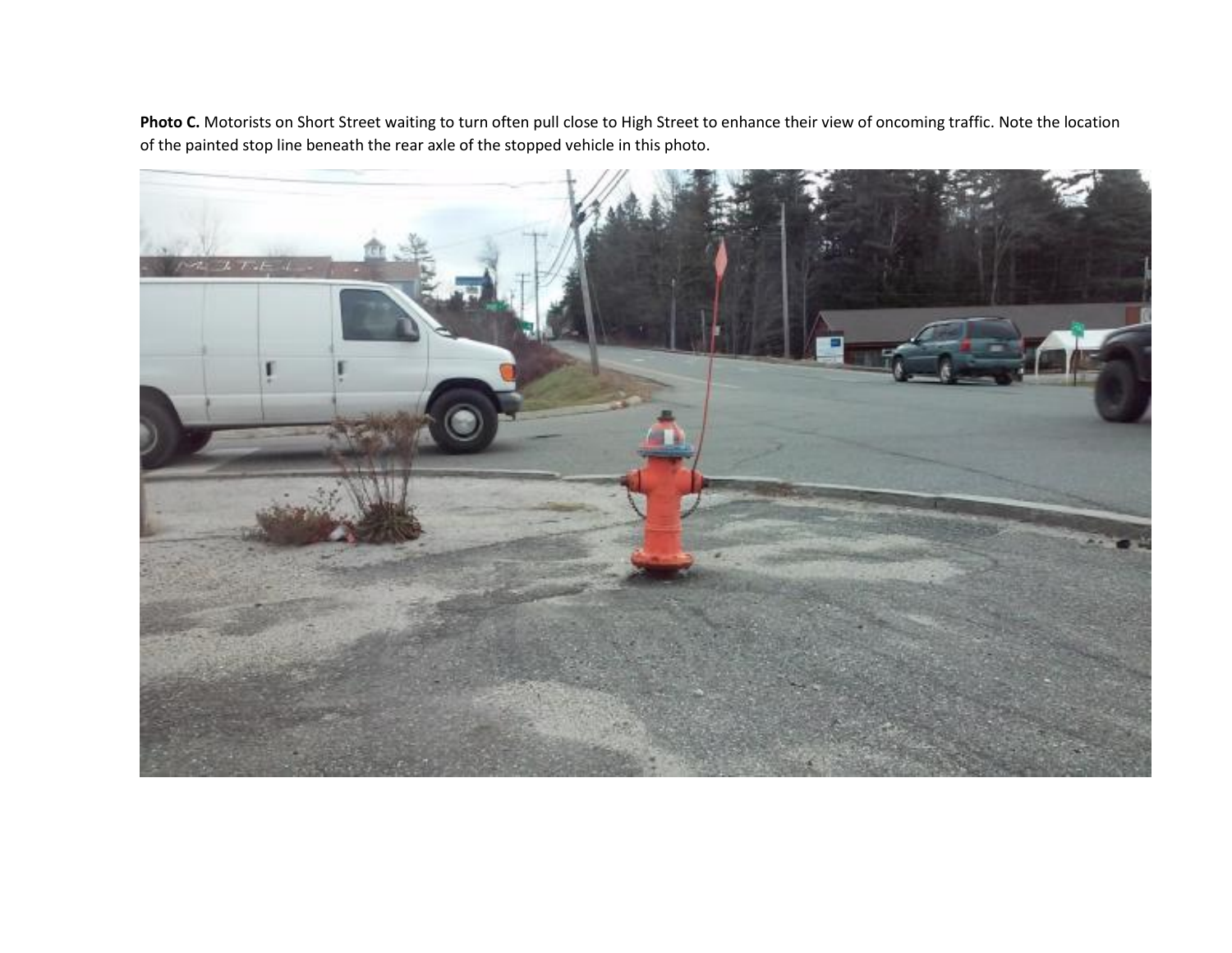**Photo C.** Motorists on Short Street waiting to turn often pull close to High Street to enhance their view of oncoming traffic. Note the location of the painted stop line beneath the rear axle of the stopped vehicle in this photo.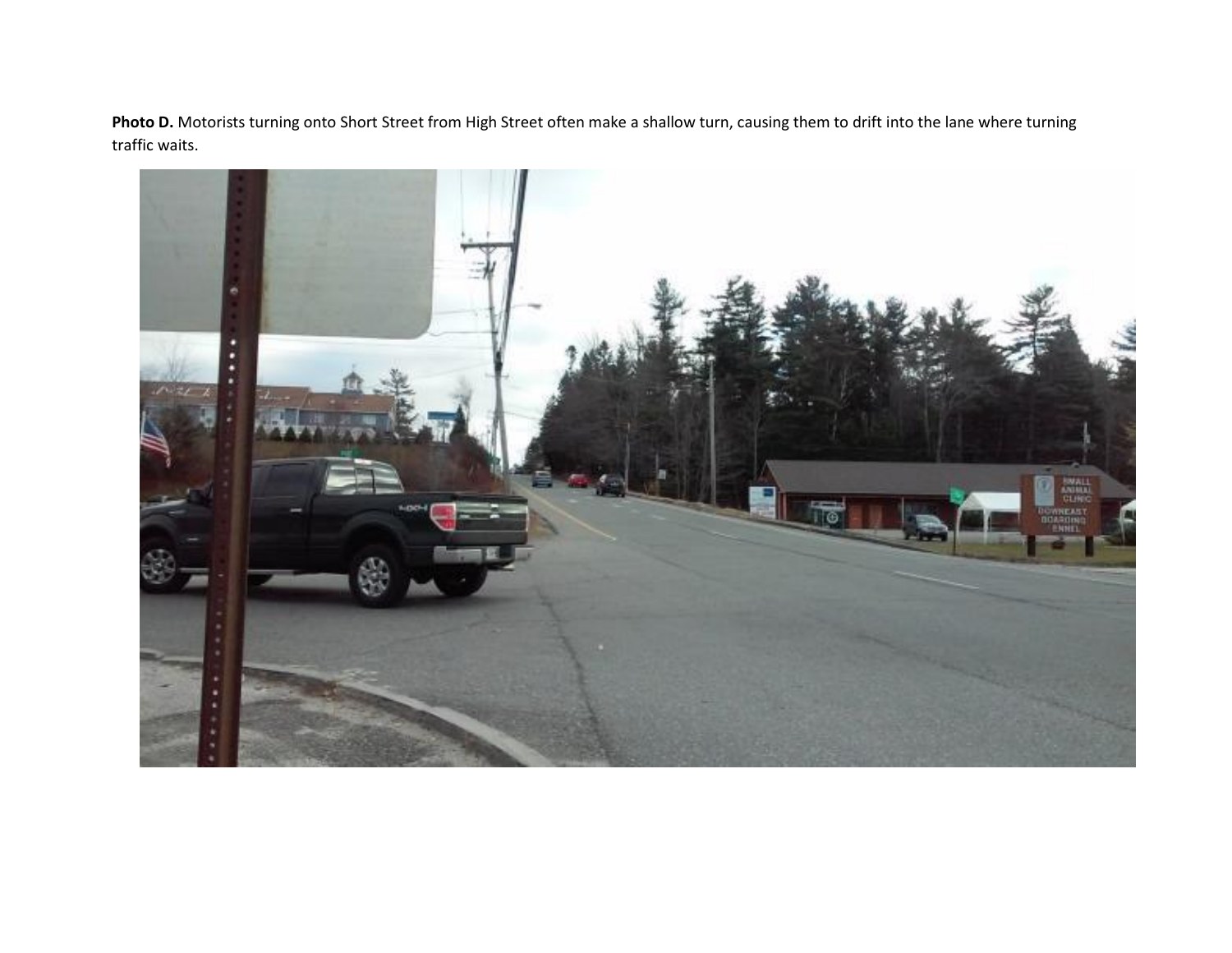**Photo D.** Motorists turning onto Short Street from High Street often make a shallow turn, causing them to drift into the lane where turning traffic waits.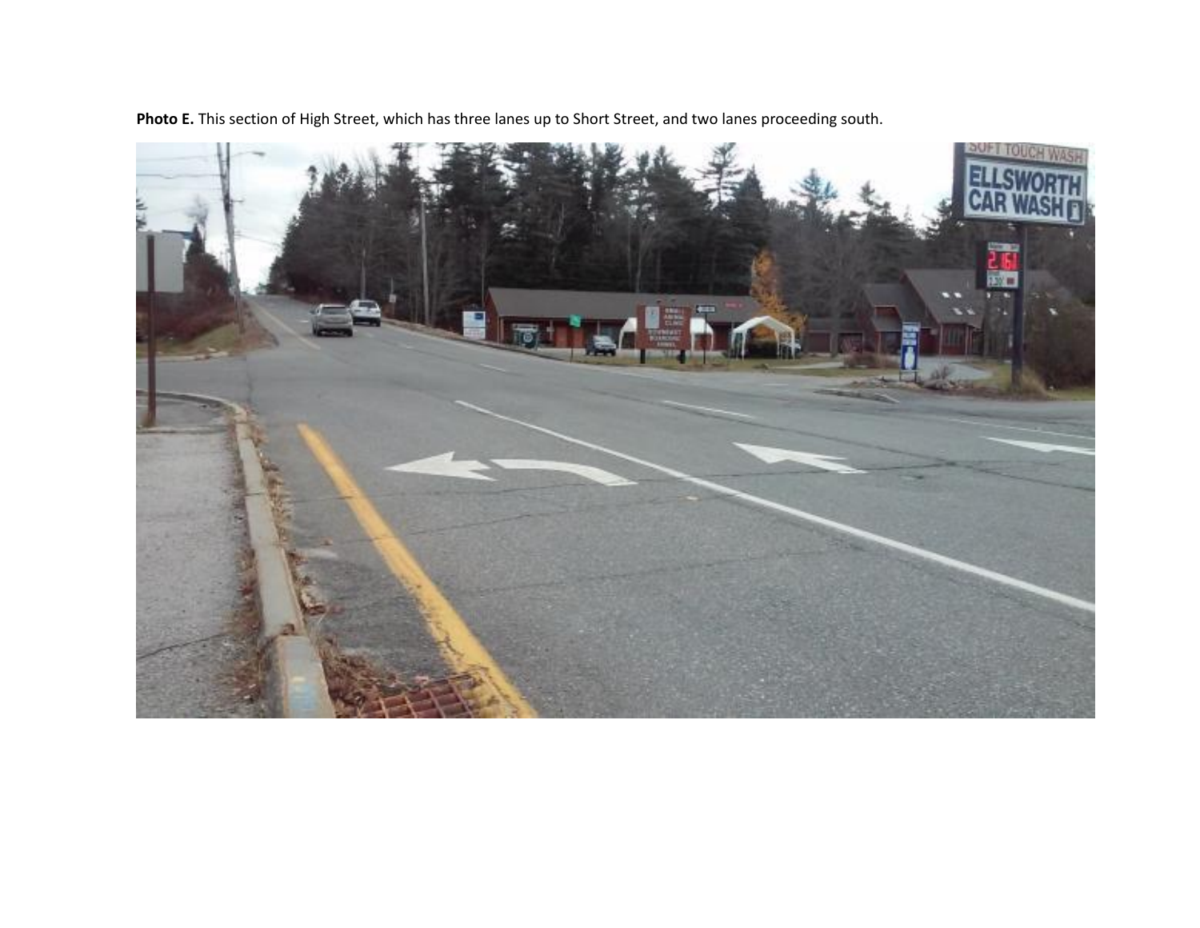**Photo E.** This section of High Street, which has three lanes up to Short Street, and two lanes proceeding south.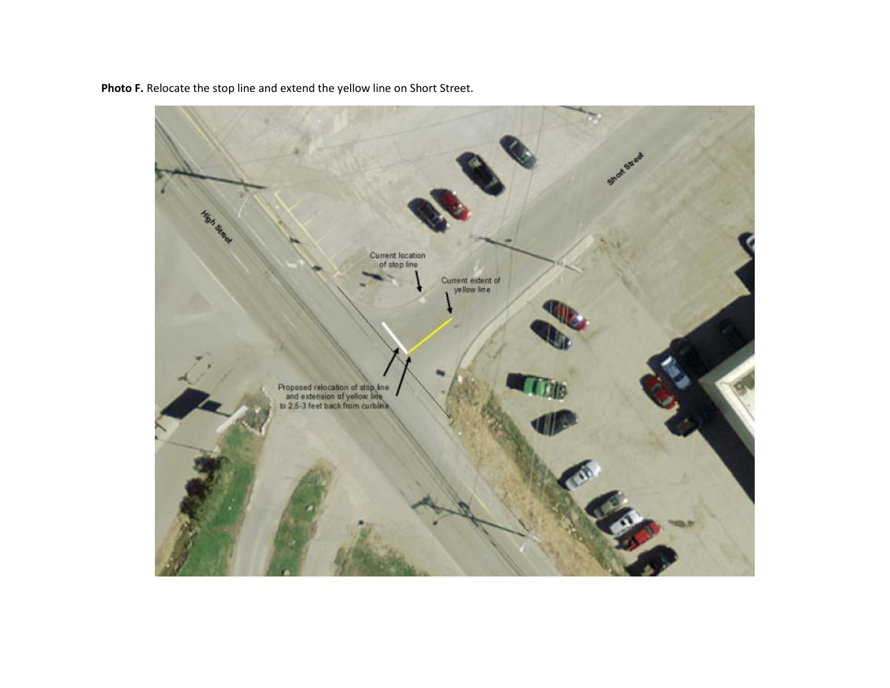**Photo F.** Relocate the stop line and extend the yellow line on Short Street.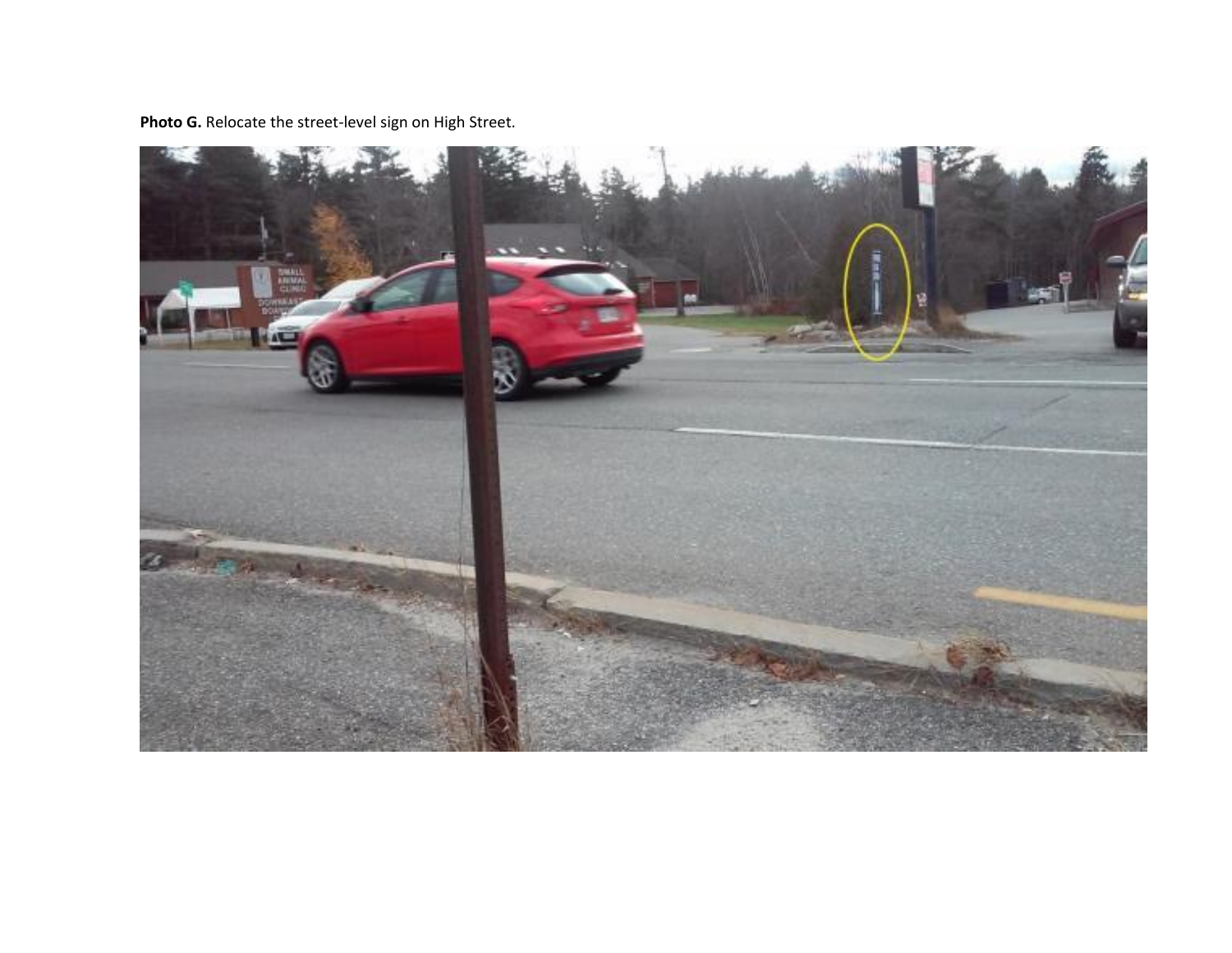**Photo G.** Relocate the street-level sign on High Street.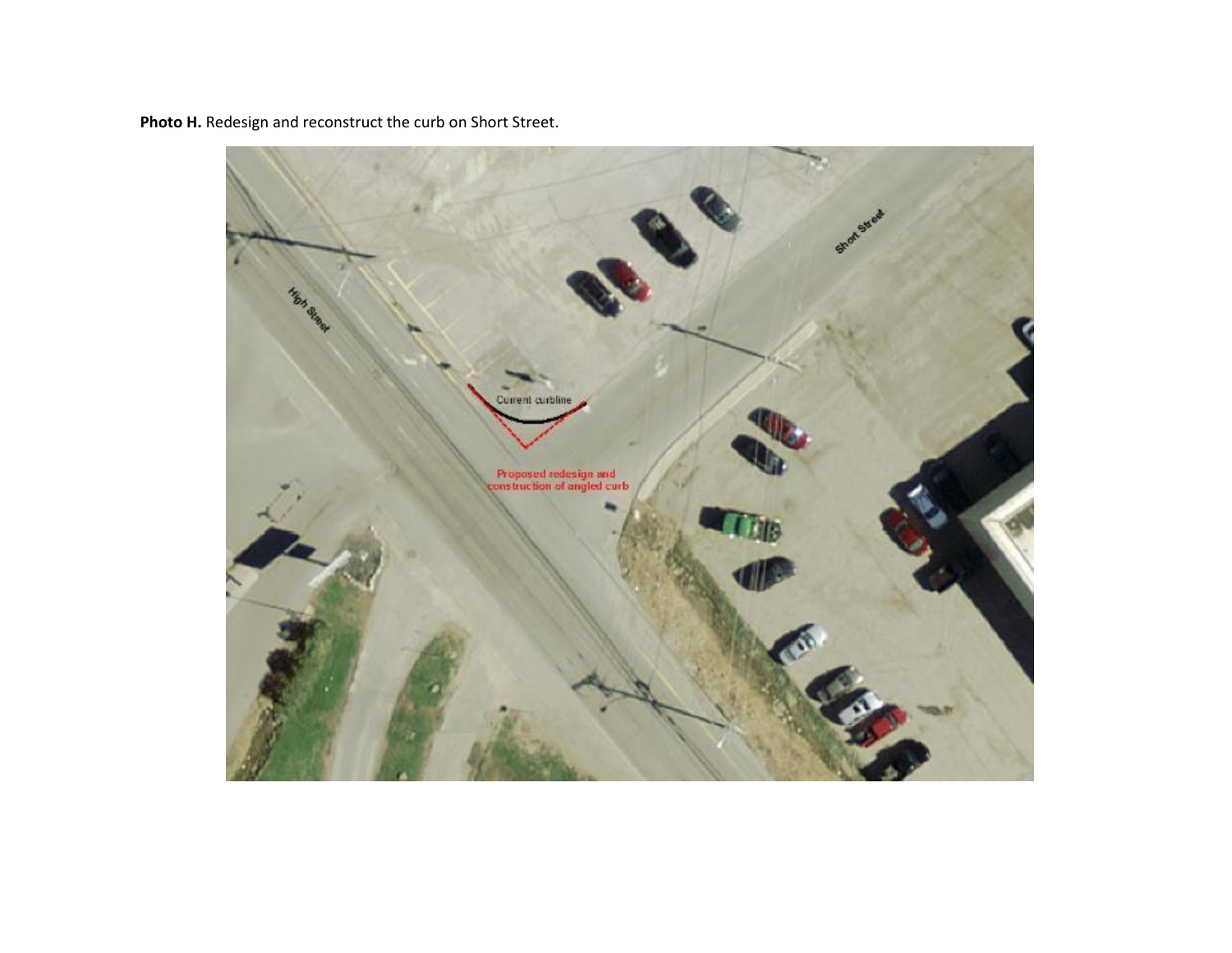**Photo H.** Redesign and reconstruct the curb on Short Street.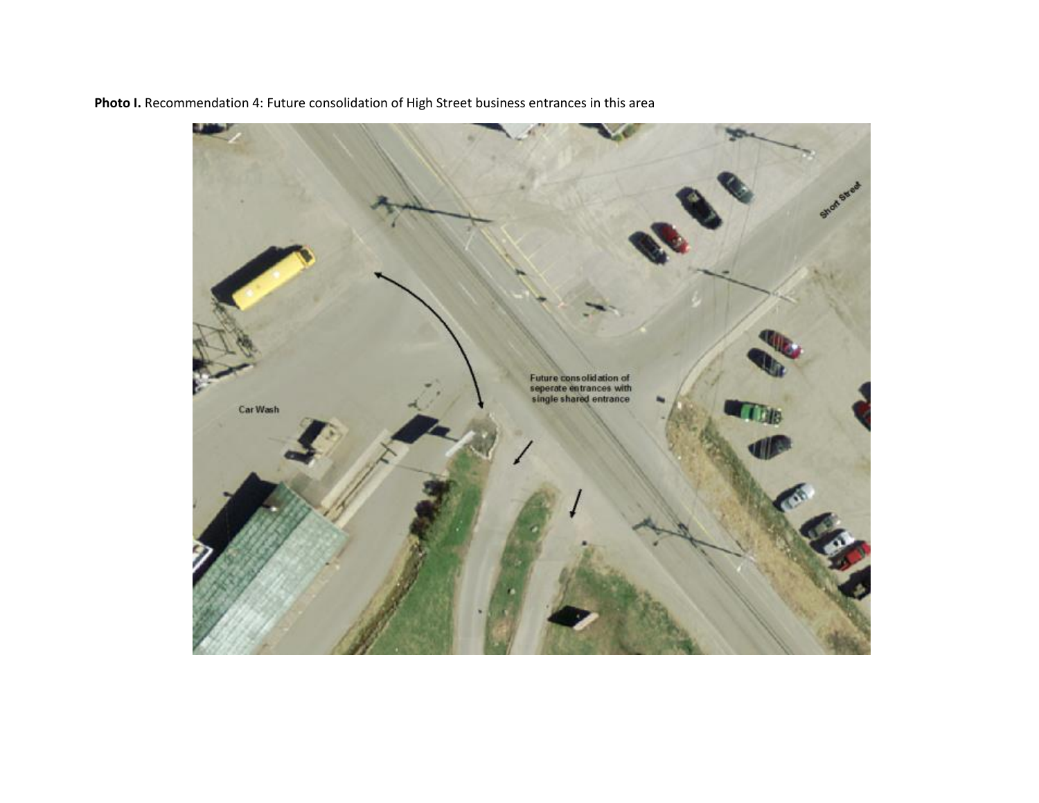**Photo I.** Recommendation 4: Future consolidation of High Street business entrances in this area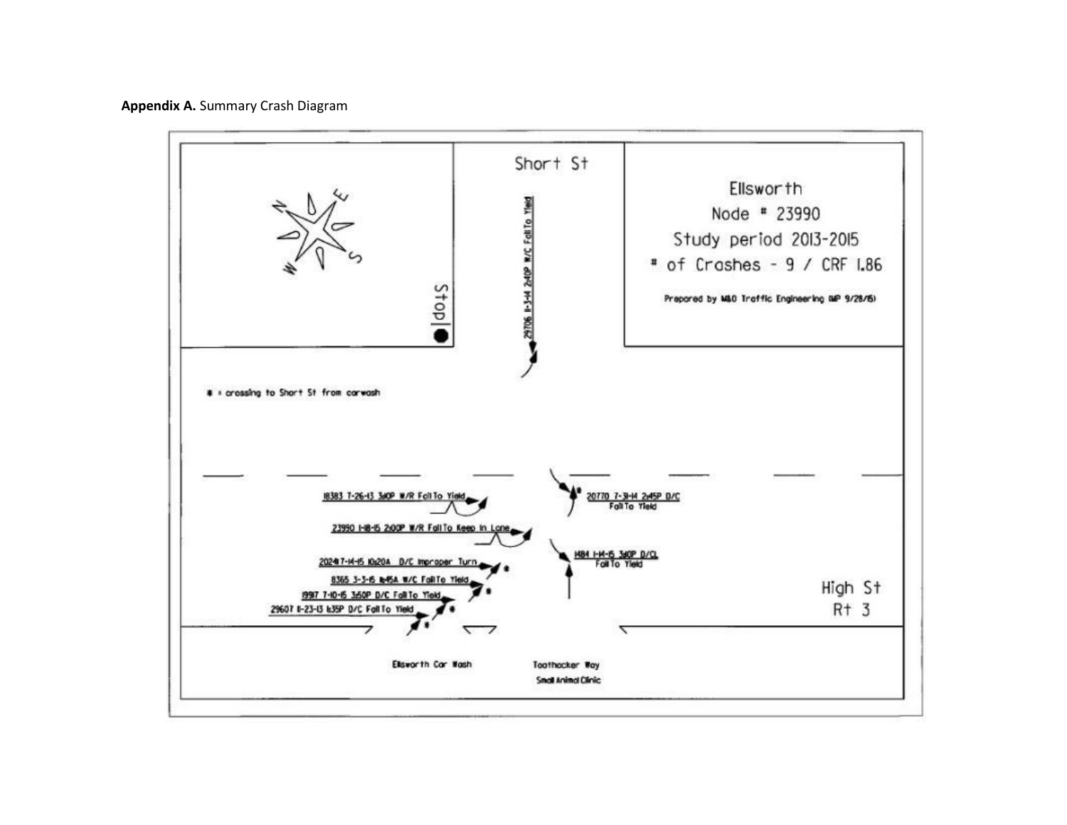**Appendix A.** Summary Crash Diagram

Short St

Ellsworth
Node # 23990
Study period 2013-2015
# of Crashes - 9 / CRF 1.86

Prepared by M&O Traffic Engineering (MP 9/28/15)

Stop

29706 11-3-14 2:40P W/C Fail To Yield

* = crossing to Short St from carwash

18383 7-26-13 3:10P W/R Fail To Yield

23990 1-18-15 2:00P W/R Fail To Keep In Lane

20241 7-14-15 10:20A D/C Improper Turn

8365 3-3-15 11:45A W/C Fail To Yield

19917 7-10-15 3:50P D/C Fail To Yield

29607 11-23-13 1:35P D/C Fail To Yield

20770 7-31-14 2:45P D/C Fail To Yield

1484 1-14-15 3:10P D/CL Fail To Yield

High St
Rt 3

Ellsworth Car Wash

Toothacker Way
Small Animal Clinic